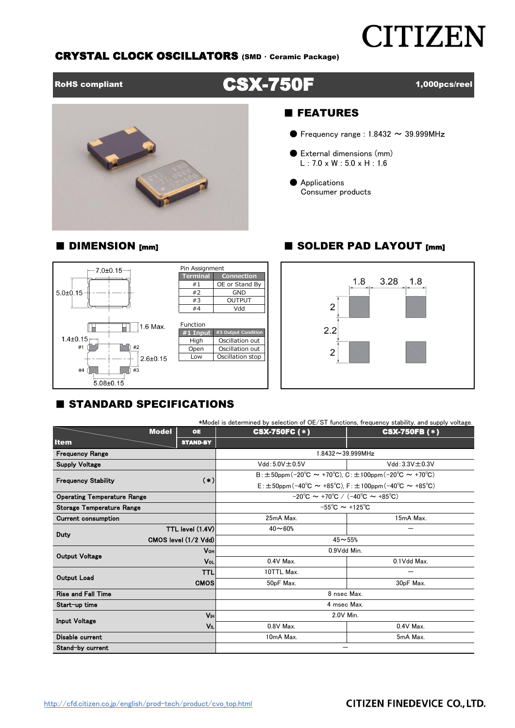CITIZEN

**CRYSTAL CLOCK OSCILLATORS** (SMD · Ceramic Package)

**RoHS compliant** | **CSX-750F** | **1,000pcs/reel**

## ■ FEATURES

- Frequency range : 1.8432 ～ 39.999MHz
- External dimensions (mm)
  L : 7.0 x W : 5.0 x H : 1.6
- Applications
  Consumer products

## ■ DIMENSION [mm]

7.0±0.15
5.0±0.15
1.6 Max.
1.4±0.15
2.6±0.15
5.08±0.15

Pin Assignment

| Terminal | Connection |
|---|---|
| #1 | OE or Stand By |
| #2 | GND |
| #3 | OUTPUT |
| #4 | Vdd |

Function

| #1 Input | #3 Output Condition |
|---|---|
| High | Oscillation out |
| Open | Oscillation out |
| Low | Oscillation stop |

## ■ SOLDER PAD LAYOUT [mm]

1.8 3.28 1.8
2
2.2
2

## ■ STANDARD SPECIFICATIONS

*Model is determined by selection of OE/ST functions, frequency stability, and supply voltage.

| Item | | Model (OE / STAND-BY) | CSX-750FC (*) | CSX-750FB (*) |
|---|---|---|---|---|
| Frequency Range | | | 1.8432～39.999MHz | |
| Supply Voltage | | | Vdd : 5.0V±0.5V | Vdd : 3.3V±0.3V |
| Frequency Stability | (*) | | B : ±50ppm(−20℃ ～ +70℃), C : ±100ppm(−20℃ ～ +70℃) E : ±50ppm(−40℃ ～ +85℃), F : ±100ppm(−40℃ ～ +85℃) | |
| Operating Temperature Range | | | −20℃ ～ +70℃ / (−40℃ ～ +85℃) | |
| Storage Temperature Range | | | −55℃ ～ +125℃ | |
| Current consumption | | | 25mA Max. | 15mA Max. |
| Duty | TTL level (1.4V) | | 40～60% | — |
| | CMOS level (1/2 Vdd) | | 45～55% | |
| Output Voltage | $V_{OH}$ | | 0.9Vdd Min. | |
| | $V_{OL}$ | | 0.4V Max. | 0.1Vdd Max. |
| Output Load | TTL | | 10TTL Max. | — |
| | CMOS | | 50pF Max. | 30pF Max. |
| Rise and Fall Time | | | 8 nsec Max. | |
| Start-up time | | | 4 msec Max. | |
| Input Voltage | $V_{IH}$ | | 2.0V Min. | |
| | $V_{IL}$ | | 0.8V Max. | 0.4V Max. |
| Disable current | | | 10mA Max. | 5mA Max. |
| Stand-by current | | | — | |

http://cfd.citizen.co.jp/english/prod-tech/product/cvo_top.html

CITIZEN FINEDEVICE CO., LTD.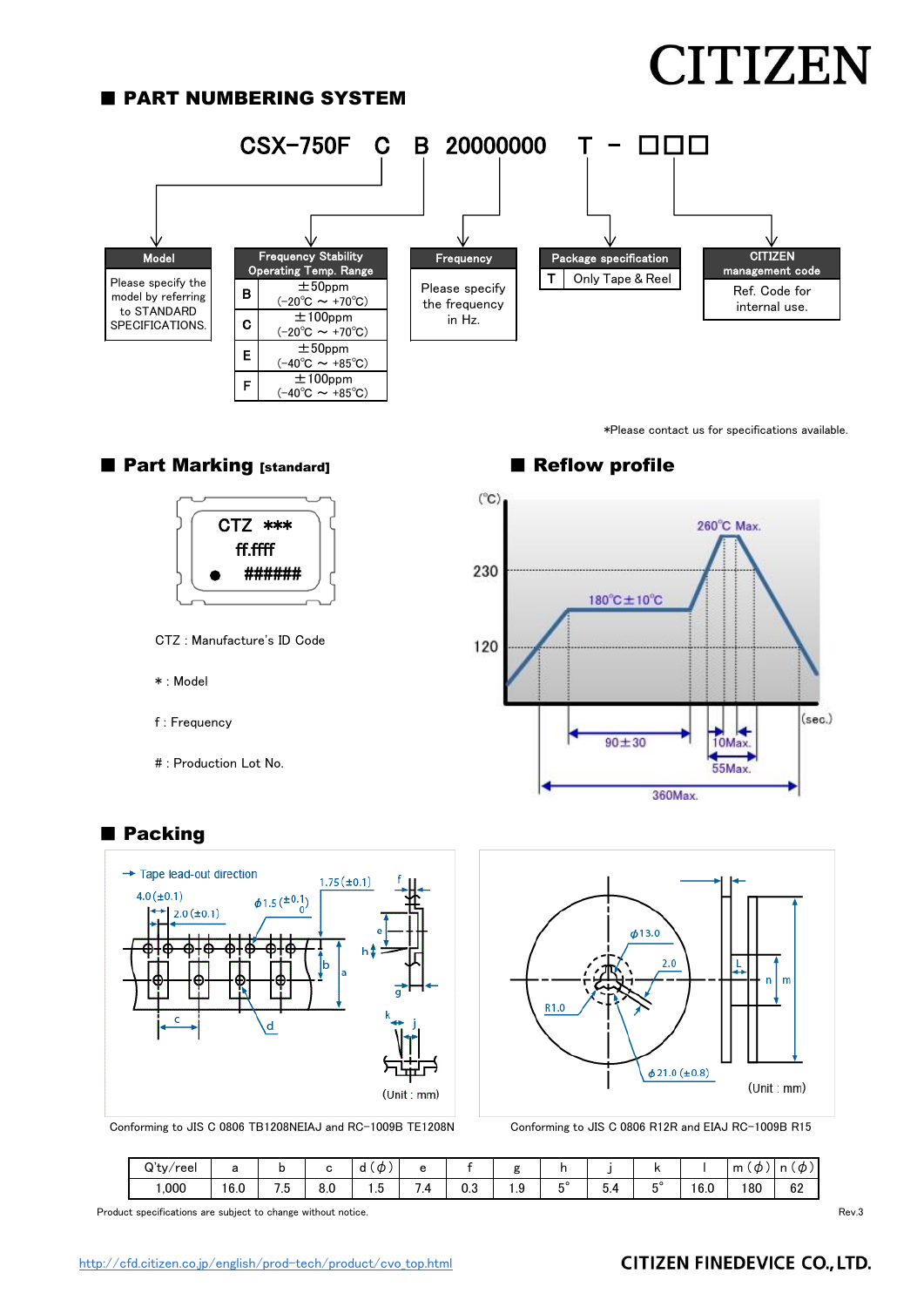CITIZEN

## ■ PART NUMBERING SYSTEM

CSX-750F C B 20000000 T - □□□

**Model**

Please specify the model by referring to STANDARD SPECIFICATIONS.

**Frequency Stability Operating Temp. Range**

| | |
|---|---|
| B | ±50ppm (-20℃ ～ +70℃) |
| C | ±100ppm (-20℃ ～ +70℃) |
| E | ±50ppm (-40℃ ～ +85℃) |
| F | ±100ppm (-40℃ ～ +85℃) |

**Frequency**

Please specify the frequency in Hz.

**Package specification**

| | |
|---|---|
| T | Only Tape & Reel |

**CITIZEN management code**

Ref. Code for internal use.

*Please contact us for specifications available.

## ■ Part Marking [standard]

CTZ ***
ff.ffff
● ######

CTZ : Manufacture's ID Code

* : Model

f : Frequency

# : Production Lot No.

## ■ Reflow profile

(℃)
260℃ Max.
230
180℃±10℃
120
(sec.)
90±30
10Max.
55Max.
360Max.

## ■ Packing

Tape lead-out direction
4.0(±0.1)
2.0(±0.1)
φ1.5 (+0.1/0)
1.75(±0.1)
a b c d e f g h j k
(Unit : mm)

Conforming to JIS C 0806 TB1208NEIAJ and RC-1009B TE1208N

φ13.0
2.0
R1.0
φ21.0(±0.8)
l n m
(Unit : mm)

Conforming to JIS C 0806 R12R and EIAJ RC-1009B R15

| Q'ty/reel | a | b | c | d (φ) | e | f | g | h | j | k | l | m (φ) | n (φ) |
|---|---|---|---|---|---|---|---|---|---|---|---|---|---|
| 1,000 | 16.0 | 7.5 | 8.0 | 1.5 | 7.4 | 0.3 | 1.9 | 5° | 5.4 | 5° | 16.0 | 180 | 62 |

Product specifications are subject to change without notice.

Rev.3

http://cfd.citizen.co.jp/english/prod-tech/product/cvo_top.html

CITIZEN FINEDEVICE CO., LTD.